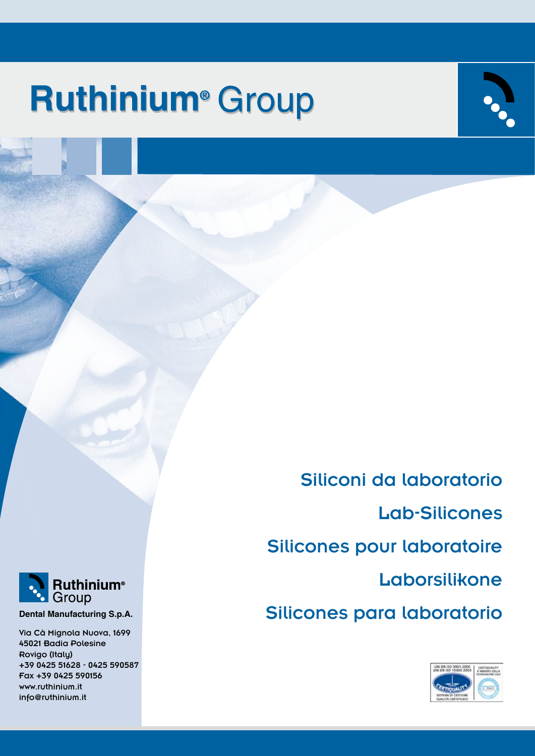# Ruthinium® Group

## Siliconi da laboratorio

## Lab-Silicones

## Silicones pour laboratoire

## Laborsilikone

## Silicones para laboratorio

**Ruthinium® Group**

**Dental Manufacturing S.p.A.**

Via Cà Mignola Nuova, 1699
45021 Badia Polesine
Rovigo (Italy)
+39 0425 51628 - 0425 590587
Fax +39 0425 590156
www.ruthinium.it
info@ruthinium.it

UNI EN ISO 9001:2000
UNI EN ISO 13485:2004
CERTIQUALITY
SISTEMA DI GESTIONE QUALITÀ CERTIFICATO
CERTIQUALITY È MEMBRO DELLA FEDERAZIONE CISQ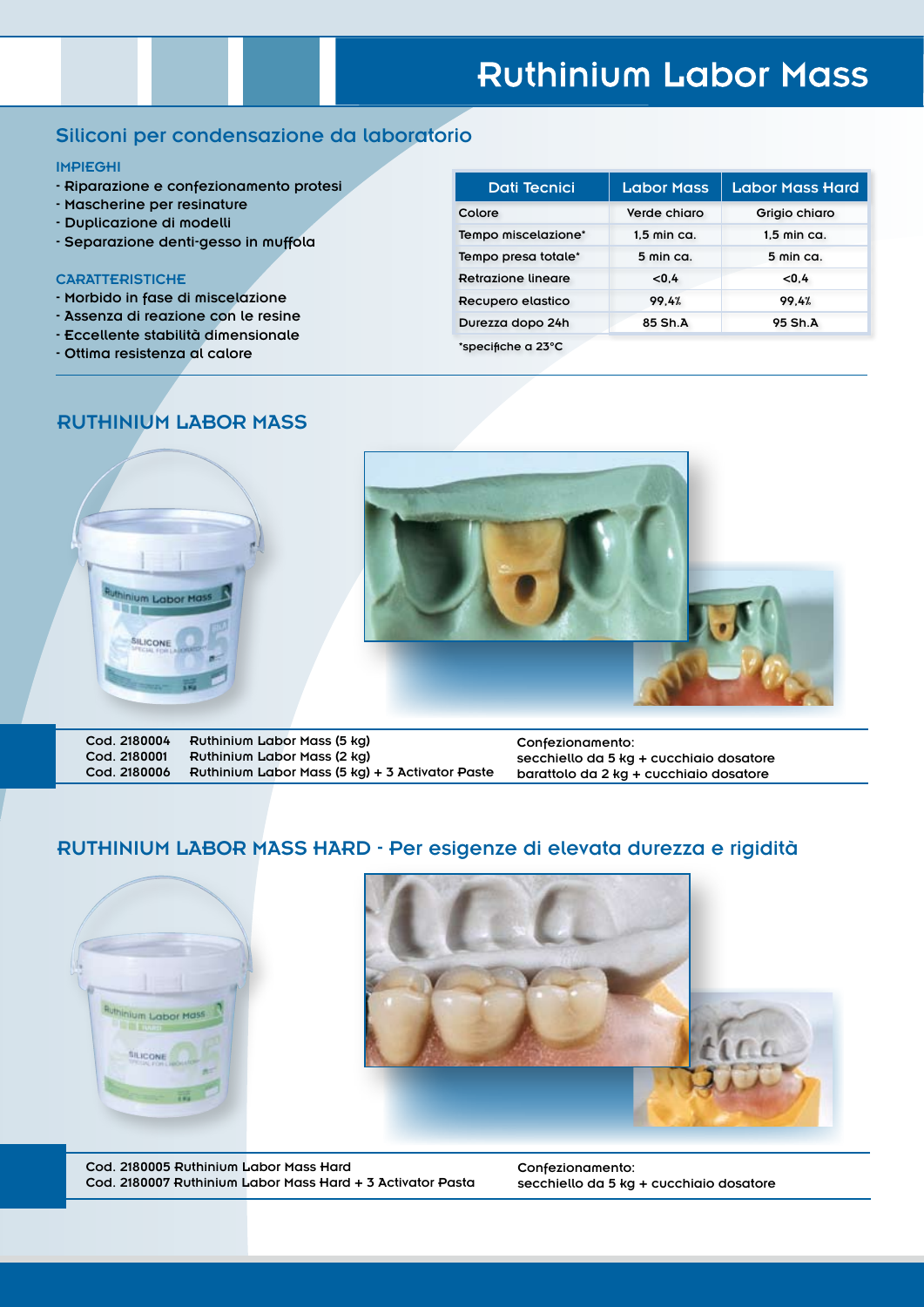# Ruthinium Labor Mass

## Siliconi per condensazione da laboratorio

**IMPIEGHI**

- Riparazione e confezionamento protesi
- Mascherine per resinature
- Duplicazione di modelli
- Separazione denti-gesso in muffola

**CARATTERISTICHE**

- Morbido in fase di miscelazione
- Assenza di reazione con le resine
- Eccellente stabilità dimensionale
- Ottima resistenza al calore

| Dati Tecnici | Labor Mass | Labor Mass Hard |
|---|---|---|
| Colore | Verde chiaro | Grigio chiaro |
| Tempo miscelazione* | 1,5 min ca. | 1,5 min ca. |
| Tempo presa totale* | 5 min ca. | 5 min ca. |
| Retrazione lineare | <0,4 | <0,4 |
| Recupero elastico | 99,4% | 99,4% |
| Durezza dopo 24h | 85 Sh.A | 95 Sh.A |

*specifiche a 23°C

## RUTHINIUM LABOR MASS

Cod. 2180004 Ruthinium Labor Mass (5 kg)
Cod. 2180001 Ruthinium Labor Mass (2 kg)
Cod. 2180006 Ruthinium Labor Mass (5 kg) + 3 Activator Paste

Confezionamento:
secchiello da 5 kg + cucchiaio dosatore
barattolo da 2 kg + cucchiaio dosatore

## RUTHINIUM LABOR MASS HARD - Per esigenze di elevata durezza e rigidità

Cod. 2180005 Ruthinium Labor Mass Hard
Cod. 2180007 Ruthinium Labor Mass Hard + 3 Activator Pasta

Confezionamento:
secchiello da 5 kg + cucchiaio dosatore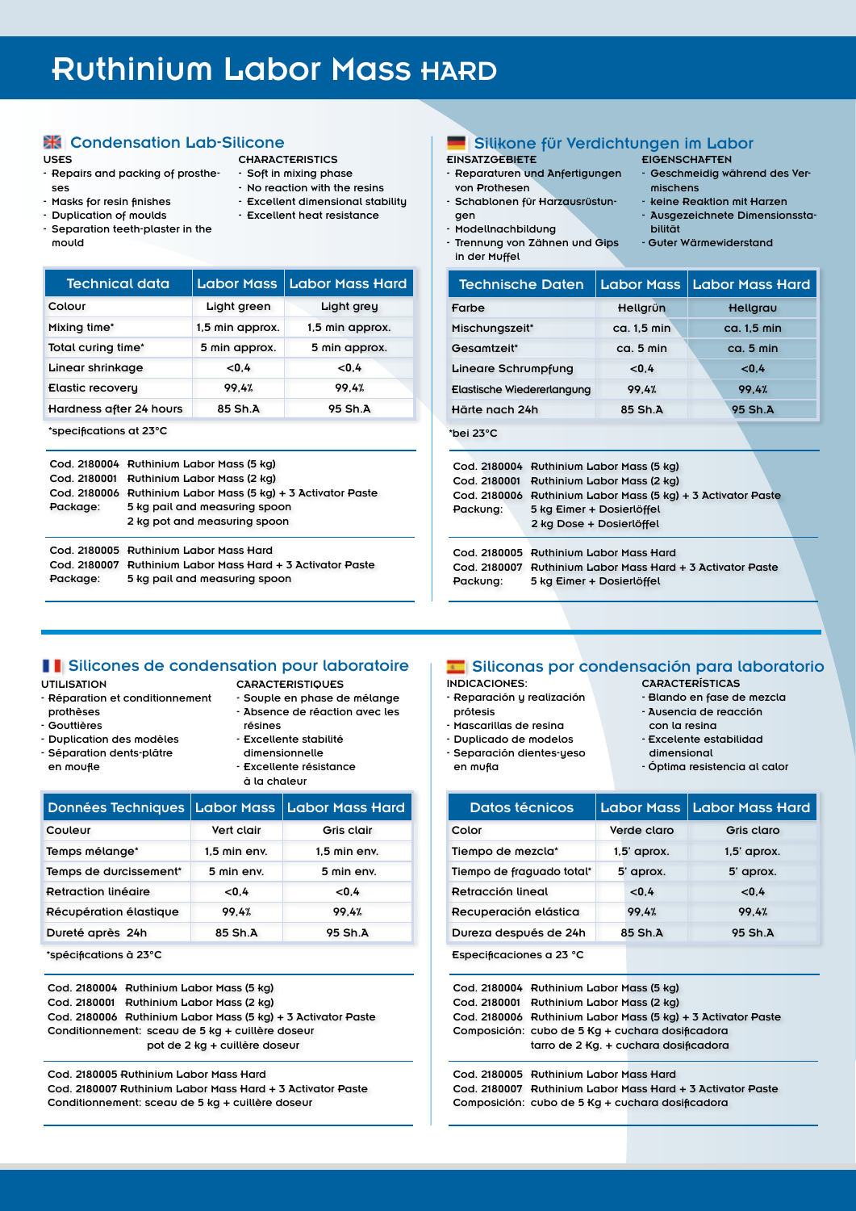# Ruthinium Labor Mass HARD

## Condensation Lab-Silicone

**USES**

- Repairs and packing of prostheses
- Masks for resin finishes
- Duplication of moulds
- Separation teeth-plaster in the mould

**CHARACTERISTICS**

- Soft in mixing phase
- No reaction with the resins
- Excellent dimensional stability
- Excellent heat resistance

| Technical data | Labor Mass | Labor Mass Hard |
|---|---|---|
| Colour | Light green | Light grey |
| Mixing time* | 1,5 min approx. | 1,5 min approx. |
| Total curing time* | 5 min approx. | 5 min approx. |
| Linear shrinkage | <0,4 | <0,4 |
| Elastic recovery | 99,4% | 99,4% |
| Hardness after 24 hours | 85 Sh.A | 95 Sh.A |

*specifications at 23°C

Cod. 2180004 Ruthinium Labor Mass (5 kg)
Cod. 2180001 Ruthinium Labor Mass (2 kg)
Cod. 2180006 Ruthinium Labor Mass (5 kg) + 3 Activator Paste
Package: 5 kg pail and measuring spoon
2 kg pot and measuring spoon

Cod. 2180005 Ruthinium Labor Mass Hard
Cod. 2180007 Ruthinium Labor Mass Hard + 3 Activator Paste
Package: 5 kg pail and measuring spoon

## Silikone für Verdichtungen im Labor

**EINSATZGEBIETE**

- Reparaturen und Anfertigungen von Prothesen
- Schablonen für Harzausrüstungen
- Modellnachbildung
- Trennung von Zähnen und Gips in der Muffel

**EIGENSCHAFTEN**

- Geschmeidig während des Vermischens
- keine Reaktion mit Harzen
- Ausgezeichnete Dimensionsstabilität
- Guter Wärmewiderstand

| Technische Daten | Labor Mass | Labor Mass Hard |
|---|---|---|
| Farbe | Hellgrün | Hellgrau |
| Mischungszeit* | ca. 1,5 min | ca. 1,5 min |
| Gesamtzeit* | ca. 5 min | ca. 5 min |
| Lineare Schrumpfung | <0,4 | <0,4 |
| Elastische Wiedererlangung | 99,4% | 99,4% |
| Härte nach 24h | 85 Sh.A | 95 Sh.A |

*bei 23°C

Cod. 2180004 Ruthinium Labor Mass (5 kg)
Cod. 2180001 Ruthinium Labor Mass (2 kg)
Cod. 2180006 Ruthinium Labor Mass (5 kg) + 3 Activator Paste
Packung: 5 kg Eimer + Dosierlöffel
2 kg Dose + Dosierlöffel

Cod. 2180005 Ruthinium Labor Mass Hard
Cod. 2180007 Ruthinium Labor Mass Hard + 3 Activator Paste
Packung: 5 kg Eimer + Dosierlöffel

## Silicones de condensation pour laboratoire

**UTILISATION**

- Réparation et conditionnement prothèses
- Gouttières
- Duplication des modèles
- Séparation dents-plâtre en moufle

**CARACTERISTIQUES**

- Souple en phase de mélange
- Absence de réaction avec les résines
- Excellente stabilité dimensionnelle
- Excellente résistance à la chaleur

| Données Techniques | Labor Mass | Labor Mass Hard |
|---|---|---|
| Couleur | Vert clair | Gris clair |
| Temps mélange* | 1,5 min env. | 1,5 min env. |
| Temps de durcissement* | 5 min env. | 5 min env. |
| Retraction linéaire | <0,4 | <0,4 |
| Récupération élastique | 99,4% | 99,4% |
| Dureté après 24h | 85 Sh.A | 95 Sh.A |

*spécifications à 23°C

Cod. 2180004 Ruthinium Labor Mass (5 kg)
Cod. 2180001 Ruthinium Labor Mass (2 kg)
Cod. 2180006 Ruthinium Labor Mass (5 kg) + 3 Activator Paste
Conditionnement: sceau de 5 kg + cuillère doseur
pot de 2 kg + cuillère doseur

Cod. 2180005 Ruthinium Labor Mass Hard
Cod. 2180007 Ruthinium Labor Mass Hard + 3 Activator Paste
Conditionnement: sceau de 5 kg + cuillère doseur

## Siliconas por condensación para laboratorio

**INDICACIONES:**

- Reparación y realización prótesis
- Mascarillas de resina
- Duplicado de modelos
- Separación dientes-yeso en mufla

**CARACTERÍSTICAS**

- Blando en fase de mezcla
- Ausencia de reacción con la resina
- Excelente estabilidad dimensional
- Óptima resistencia al calor

| Datos técnicos | Labor Mass | Labor Mass Hard |
|---|---|---|
| Color | Verde claro | Gris claro |
| Tiempo de mezcla* | 1,5' aprox. | 1,5' aprox. |
| Tiempo de fraguado total* | 5' aprox. | 5' aprox. |
| Retracción lineal | <0,4 | <0,4 |
| Recuperación elástica | 99,4% | 99,4% |
| Dureza después de 24h | 85 Sh.A | 95 Sh.A |

Especificaciones a 23 °C

Cod. 2180004 Ruthinium Labor Mass (5 kg)
Cod. 2180001 Ruthinium Labor Mass (2 kg)
Cod. 2180006 Ruthinium Labor Mass (5 kg) + 3 Activator Paste
Composición: cubo de 5 Kg + cuchara dosificadora
tarro de 2 Kg. + cuchara dosificadora

Cod. 2180005 Ruthinium Labor Mass Hard
Cod. 2180007 Ruthinium Labor Mass Hard + 3 Activator Paste
Composición: cubo de 5 Kg + cuchara dosificadora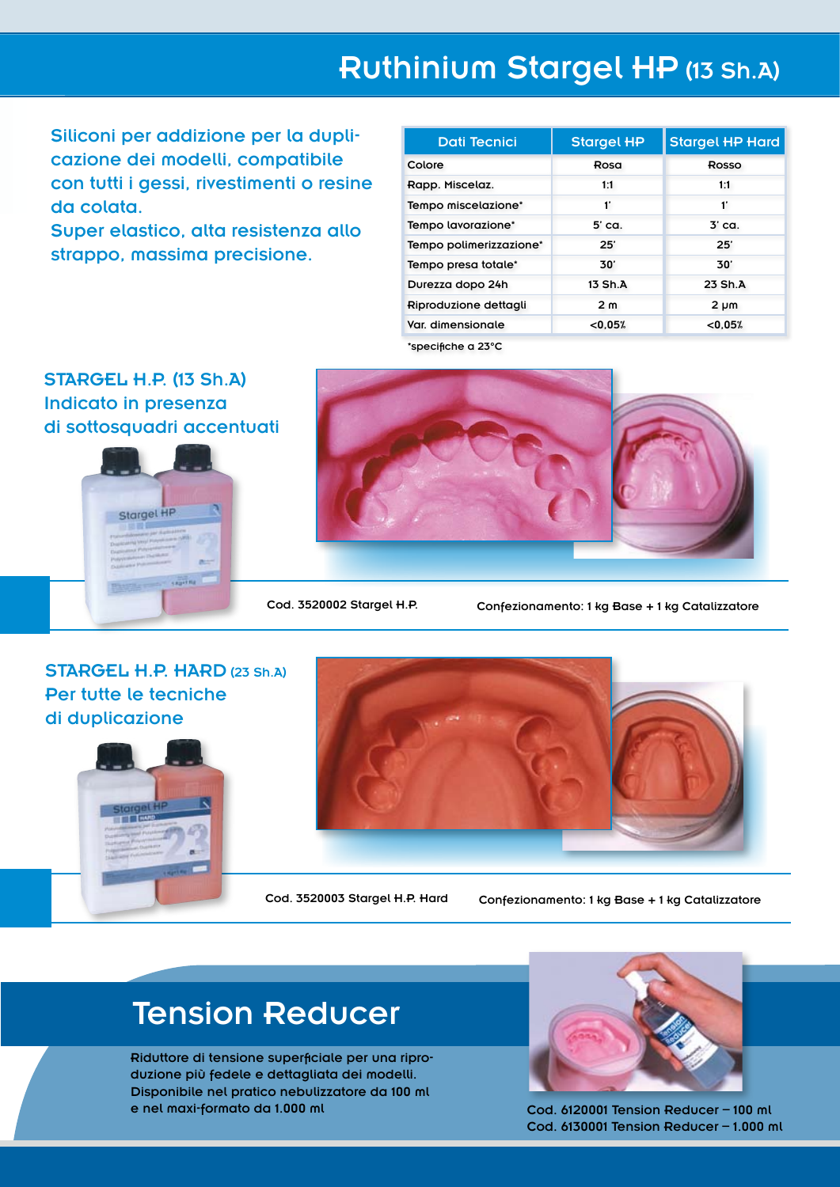# Ruthinium Stargel HP (13 Sh.A)

Siliconi per addizione per la duplicazione dei modelli, compatibile con tutti i gessi, rivestimenti o resine da colata.
Super elastico, alta resistenza allo strappo, massima precisione.

| Dati Tecnici | Stargel HP | Stargel HP Hard |
|---|---|---|
| Colore | Rosa | Rosso |
| Rapp. Miscelaz. | 1:1 | 1:1 |
| Tempo miscelazione* | 1' | 1' |
| Tempo lavorazione* | 5' ca. | 3' ca. |
| Tempo polimerizzazione* | 25' | 25' |
| Tempo presa totale* | 30' | 30' |
| Durezza dopo 24h | 13 Sh.A | 23 Sh.A |
| Riproduzione dettagli | 2 m | 2 µm |
| Var. dimensionale | <0,05% | <0,05% |

*specifiche a 23°C

## STARGEL H.P. (13 Sh.A)

Indicato in presenza di sottosquadri accentuati

Cod. 3520002 Stargel H.P.

Confezionamento: 1 kg Base + 1 kg Catalizzatore

## STARGEL H.P. HARD (23 Sh.A)

Per tutte le tecniche di duplicazione

Cod. 3520003 Stargel H.P. Hard

Confezionamento: 1 kg Base + 1 kg Catalizzatore

# Tension Reducer

Riduttore di tensione superficiale per una riproduzione più fedele e dettagliata dei modelli.
Disponibile nel pratico nebulizzatore da 100 ml e nel maxi-formato da 1.000 ml

Cod. 6120001 Tension Reducer – 100 ml
Cod. 6130001 Tension Reducer – 1.000 ml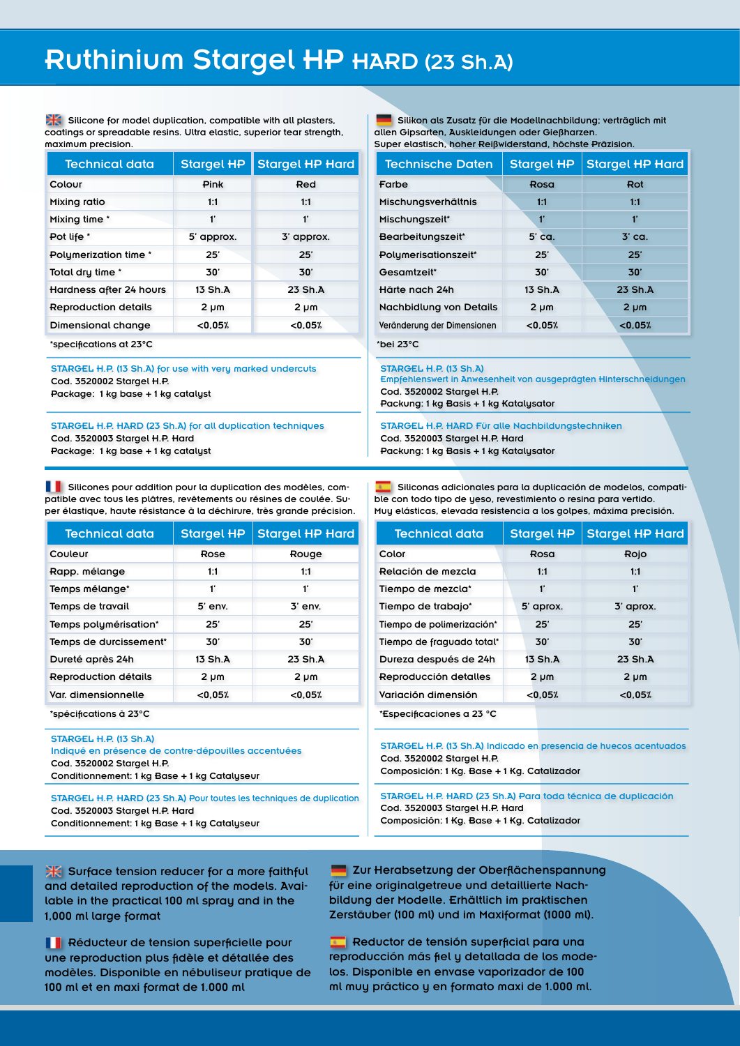# Ruthinium Stargel HP HARD (23 Sh.A)

Silicone for model duplication, compatible with all plasters, coatings or spreadable resins. Ultra elastic, superior tear strength, maximum precision.

| Technical data | Stargel HP | Stargel HP Hard |
|---|---|---|
| Colour | Pink | Red |
| Mixing ratio | 1:1 | 1:1 |
| Mixing time * | 1' | 1' |
| Pot life * | 5' approx. | 3' approx. |
| Polymerization time * | 25' | 25' |
| Total dry time * | 30' | 30' |
| Hardness after 24 hours | 13 Sh.A | 23 Sh.A |
| Reproduction details | 2 µm | 2 µm |
| Dimensional change | <0,05% | <0,05% |

*specifications at 23°C

STARGEL H.P. (13 Sh.A) for use with very marked undercuts
Cod. 3520002 Stargel H.P.
Package: 1 kg base + 1 kg catalyst

STARGEL H.P. HARD (23 Sh.A) for all duplication techniques
Cod. 3520003 Stargel H.P. Hard
Package: 1 kg base + 1 kg catalyst

Silikon als Zusatz für die Modellnachbildung; verträglich mit allen Gipsarten, Auskleidungen oder Gießharzen.
Super elastisch, hoher Reißwiderstand, höchste Präzision.

| Technische Daten | Stargel HP | Stargel HP Hard |
|---|---|---|
| Farbe | Rosa | Rot |
| Mischungsverhältnis | 1:1 | 1:1 |
| Mischungszeit* | 1' | 1' |
| Bearbeitungszeit* | 5' ca. | 3' ca. |
| Polymerisationszeit* | 25' | 25' |
| Gesamtzeit* | 30' | 30' |
| Härte nach 24h | 13 Sh.A | 23 Sh.A |
| Nachbidlung von Details | 2 µm | 2 µm |
| Veränderung der Dimensionen | <0,05% | <0,05% |

*bei 23°C

STARGEL H.P. (13 Sh.A)
Empfehlenswert in Anwesenheit von ausgeprägten Hinterschneidungen
Cod. 3520002 Stargel H.P.
Packung: 1 kg Basis + 1 kg Katalysator

STARGEL H.P. HARD Für alle Nachbildungstechniken
Cod. 3520003 Stargel H.P. Hard
Packung: 1 kg Basis + 1 kg Katalysator

Silicones pour addition pour la duplication des modèles, compatible avec tous les plâtres, revêtements ou résines de coulée. Super élastique, haute résistance à la déchirure, très grande précision.

| Technical data | Stargel HP | Stargel HP Hard |
|---|---|---|
| Couleur | Rose | Rouge |
| Rapp. mélange | 1:1 | 1:1 |
| Temps mélange* | 1' | 1' |
| Temps de travail | 5' env. | 3' env. |
| Temps polymérisation* | 25' | 25' |
| Temps de durcissement* | 30' | 30' |
| Dureté après 24h | 13 Sh.A | 23 Sh.A |
| Reproduction détails | 2 µm | 2 µm |
| Var. dimensionnelle | <0,05% | <0,05% |

*spécifications à 23°C

STARGEL H.P. (13 Sh.A)
Indiqué en présence de contre-dépouilles accentuées
Cod. 3520002 Stargel H.P.
Conditionnement: 1 kg Base + 1 kg Catalyseur

STARGEL H.P. HARD (23 Sh.A) Pour toutes les techniques de duplication
Cod. 3520003 Stargel H.P. Hard
Conditionnement: 1 kg Base + 1 kg Catalyseur

Siliconas adicionales para la duplicación de modelos, compatible con todo tipo de yeso, revestimiento o resina para vertido.
Muy elásticas, elevada resistencia a los golpes, máxima precisión.

| Technical data | Stargel HP | Stargel HP Hard |
|---|---|---|
| Color | Rosa | Rojo |
| Relación de mezcla | 1:1 | 1:1 |
| Tiempo de mezcla* | 1' | 1' |
| Tiempo de trabajo* | 5' aprox. | 3' aprox. |
| Tiempo de polimerización* | 25' | 25' |
| Tiempo de fraguado total* | 30' | 30' |
| Dureza después de 24h | 13 Sh.A | 23 Sh.A |
| Reproducción detalles | 2 µm | 2 µm |
| Variación dimensión | <0,05% | <0,05% |

*Especificaciones a 23 °C

STARGEL H.P. (13 Sh.A) Indicado en presencia de huecos acentuados
Cod. 3520002 Stargel H.P.
Composición: 1 Kg. Base + 1 Kg. Catalizador

STARGEL H.P. HARD (23 Sh.A) Para toda técnica de duplicación
Cod. 3520003 Stargel H.P. Hard
Composición: 1 Kg. Base + 1 Kg. Catalizador

Surface tension reducer for a more faithful and detailed reproduction of the models. Available in the practical 100 ml spray and in the 1,000 ml large format

Zur Herabsetzung der Oberflächenspannung für eine originalgetreue und detaillierte Nachbildung der Modelle. Erhältlich im praktischen Zerstäuber (100 ml) und im Maxiformat (1000 ml).

Réducteur de tension superficielle pour une reproduction plus fidèle et détallée des modèles. Disponible en nébuliseur pratique de 100 ml et en maxi format de 1.000 ml

Reductor de tensión superficial para una reproducción más fiel y detallada de los modelos. Disponible en envase vaporizador de 100 ml muy práctico y en formato maxi de 1.000 ml.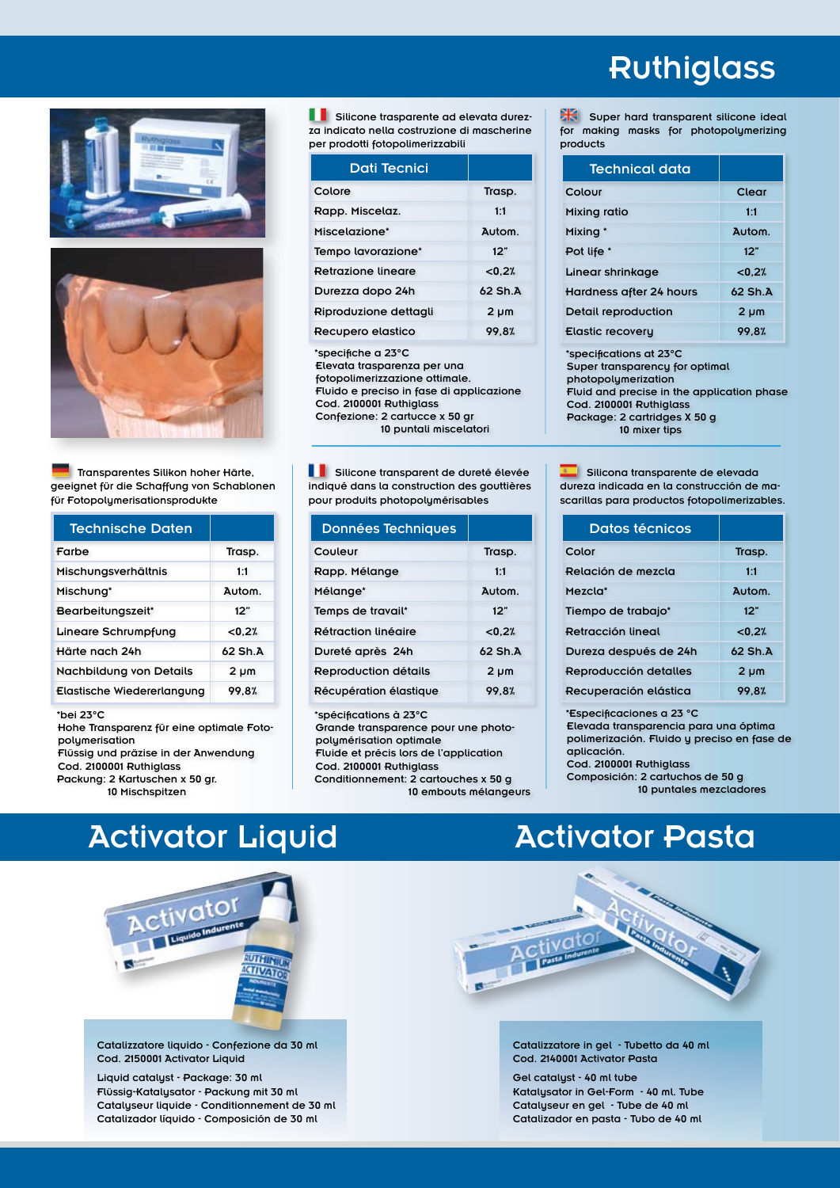# Ruthiglass

Silicone trasparente ad elevata durezza indicato nella costruzione di mascherine per prodotti fotopolimerizzabili

| Dati Tecnici | |
|---|---|
| Colore | Trasp. |
| Rapp. Miscelaz. | 1:1 |
| Miscelazione* | Autom. |
| Tempo lavorazione* | 12" |
| Retrazione lineare | <0,2% |
| Durezza dopo 24h | 62 Sh.A |
| Riproduzione dettagli | 2 µm |
| Recupero elastico | 99,8% |

*specifiche a 23°C
Elevata trasparenza per una fotopolimerizzazione ottimale.
Fluido e preciso in fase di applicazione
Cod. 2100001 Ruthiglass
Confezione: 2 cartucce x 50 gr
10 puntali miscelatori

Super hard transparent silicone ideal for making masks for photopolymerizing products

| Technical data | |
|---|---|
| Colour | Clear |
| Mixing ratio | 1:1 |
| Mixing * | Autom. |
| Pot life * | 12" |
| Linear shrinkage | <0,2% |
| Hardness after 24 hours | 62 Sh.A |
| Detail reproduction | 2 µm |
| Elastic recovery | 99,8% |

*specifications at 23°C
Super transparency for optimal photopolymerization
Fluid and precise in the application phase
Cod. 2100001 Ruthiglass
Package: 2 cartridges X 50 g
10 mixer tips

Transparentes Silikon hoher Härte, geeignet für die Schaffung von Schablonen für Fotopolymerisationsprodukte

| Technische Daten | |
|---|---|
| Farbe | Trasp. |
| Mischungsverhältnis | 1:1 |
| Mischung* | Autom. |
| Bearbeitungszeit* | 12" |
| Lineare Schrumpfung | <0,2% |
| Härte nach 24h | 62 Sh.A |
| Nachbildung von Details | 2 µm |
| Elastische Wiedererlangung | 99,8% |

*bei 23°C
Hohe Transparenz für eine optimale Foto-polymerisation
Flüssig und präzise in der Anwendung
Cod. 2100001 Ruthiglass
Packung: 2 Kartuschen x 50 gr.
10 Mischspitzen

Silicone transparent de dureté élevée indiqué dans la construction des gouttières pour produits photopolymérisables

| Données Techniques | |
|---|---|
| Couleur | Trasp. |
| Rapp. Mélange | 1:1 |
| Mélange* | Autom. |
| Temps de travail* | 12" |
| Rétraction linéaire | <0,2% |
| Dureté après 24h | 62 Sh.A |
| Reproduction détails | 2 µm |
| Récupération élastique | 99,8% |

*spécifications à 23°C
Grande transparence pour une photo-polymérisation optimale
Fluide et précis lors de l'application
Cod. 2100001 Ruthiglass
Conditionnement: 2 cartouches x 50 g
10 embouts mélangeurs

Silicona transparente de elevada dureza indicada en la construcción de mascarillas para productos fotopolimerizables.

| Datos técnicos | |
|---|---|
| Color | Trasp. |
| Relación de mezcla | 1:1 |
| Mezcla* | Autom. |
| Tiempo de trabajo* | 12" |
| Retracción lineal | <0,2% |
| Dureza después de 24h | 62 Sh.A |
| Reproducción detalles | 2 µm |
| Recuperación elástica | 99,8% |

*Especificaciones a 23 °C
Elevada transparencia para una óptima polimerización. Fluido y preciso en fase de aplicación.
Cod. 2100001 Ruthiglass
Composición: 2 cartuchos de 50 g
10 puntales mezcladores

# Activator Liquid

Catalizzatore liquido - Confezione da 30 ml
Cod. 2150001 Activator Liquid

Liquid catalyst - Package: 30 ml
Flüssig-Katalysator - Packung mit 30 ml
Catalyseur liquide - Conditionnement de 30 ml
Catalizador líquido - Composición de 30 ml

# Activator Pasta

Catalizzatore in gel - Tubetto da 40 ml
Cod. 2140001 Activator Pasta

Gel catalyst - 40 ml tube
Katalysator in Gel-Form - 40 ml. Tube
Catalyseur en gel - Tube de 40 ml
Catalizador en pasta - Tubo de 40 ml